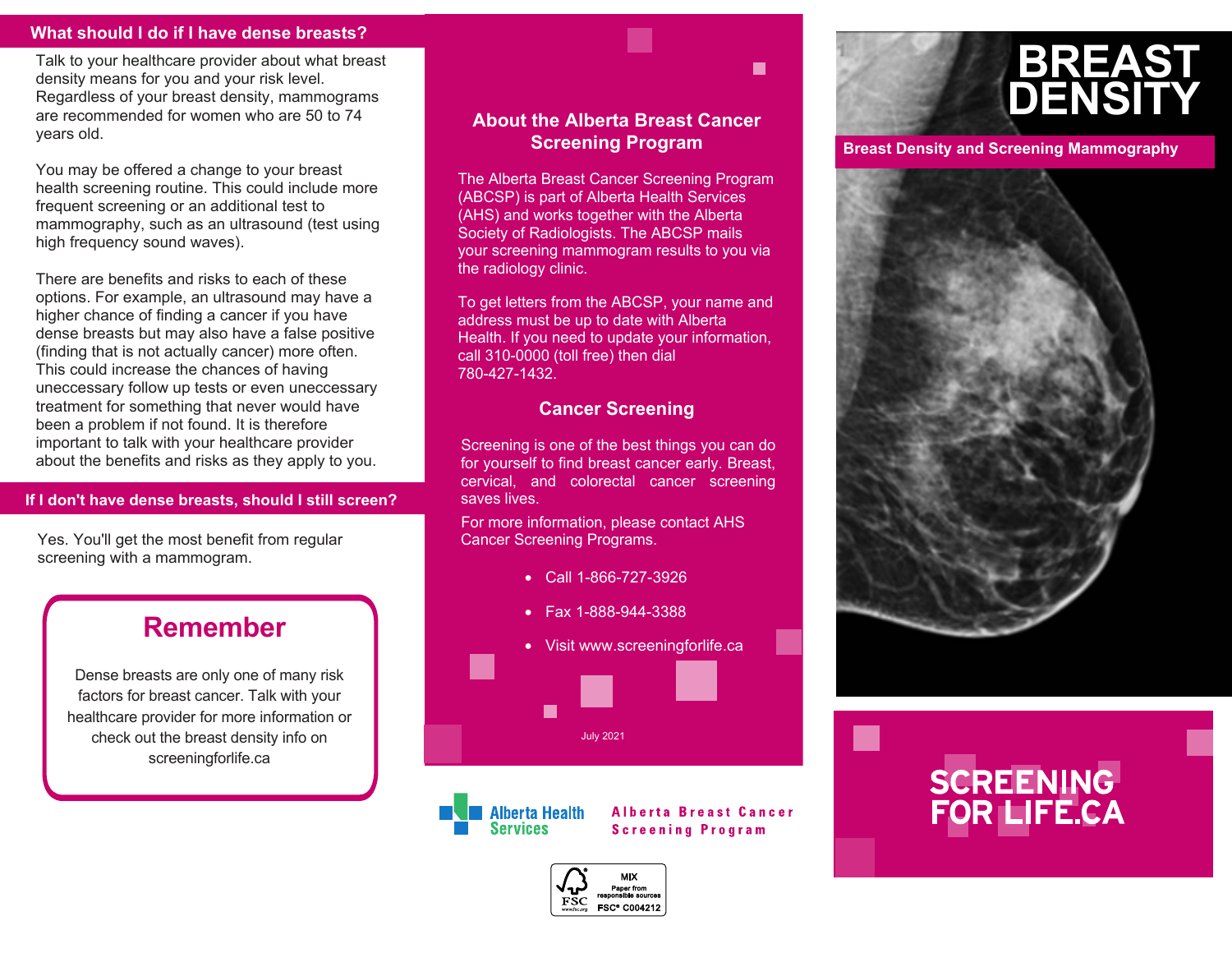## What should I do if I have dense breasts?

Talk to your healthcare provider about what breast density means for you and your risk level. Regardless of your breast density, mammograms are recommended for women who are 50 to 74 years old.

You may be offered a change to your breast health screening routine. This could include more frequent screening or an additional test to mammography, such as an ultrasound (test using high frequency sound waves).

There are benefits and risks to each of these options. For example, an ultrasound may have a higher chance of finding a cancer if you have dense breasts but may also have a false positive (finding that is not actually cancer) more often. This could increase the chances of having uneccessary follow up tests or even uneccessary treatment for something that never would have been a problem if not found. It is therefore important to talk with your healthcare provider about the benefits and risks as they apply to you.

## If I don't have dense breasts, should I still screen?

Yes. You'll get the most benefit from regular screening with a mammogram.

> **Remember**
>
> Dense breasts are only one of many risk factors for breast cancer. Talk with your healthcare provider for more information or check out the breast density info on screeningforlife.ca

## About the Alberta Breast Cancer Screening Program

The Alberta Breast Cancer Screening Program (ABCSP) is part of Alberta Health Services (AHS) and works together with the Alberta Society of Radiologists. The ABCSP mails your screening mammogram results to you via the radiology clinic.

To get letters from the ABCSP, your name and address must be up to date with Alberta Health. If you need to update your information, call 310-0000 (toll free) then dial 780-427-1432.

## Cancer Screening

Screening is one of the best things you can do for yourself to find breast cancer early. Breast, cervical, and colorectal cancer screening saves lives.

For more information, please contact AHS Cancer Screening Programs.

- Call 1-866-727-3926
- Fax 1-888-944-3388
- Visit www.screeningforlife.ca

July 2021

Alberta Health Services

Alberta Breast Cancer Screening Program

MIX Paper from responsible sources FSC® C004212

# BREAST DENSITY

**Breast Density and Screening Mammography**

SCREENING FOR LIFE.CA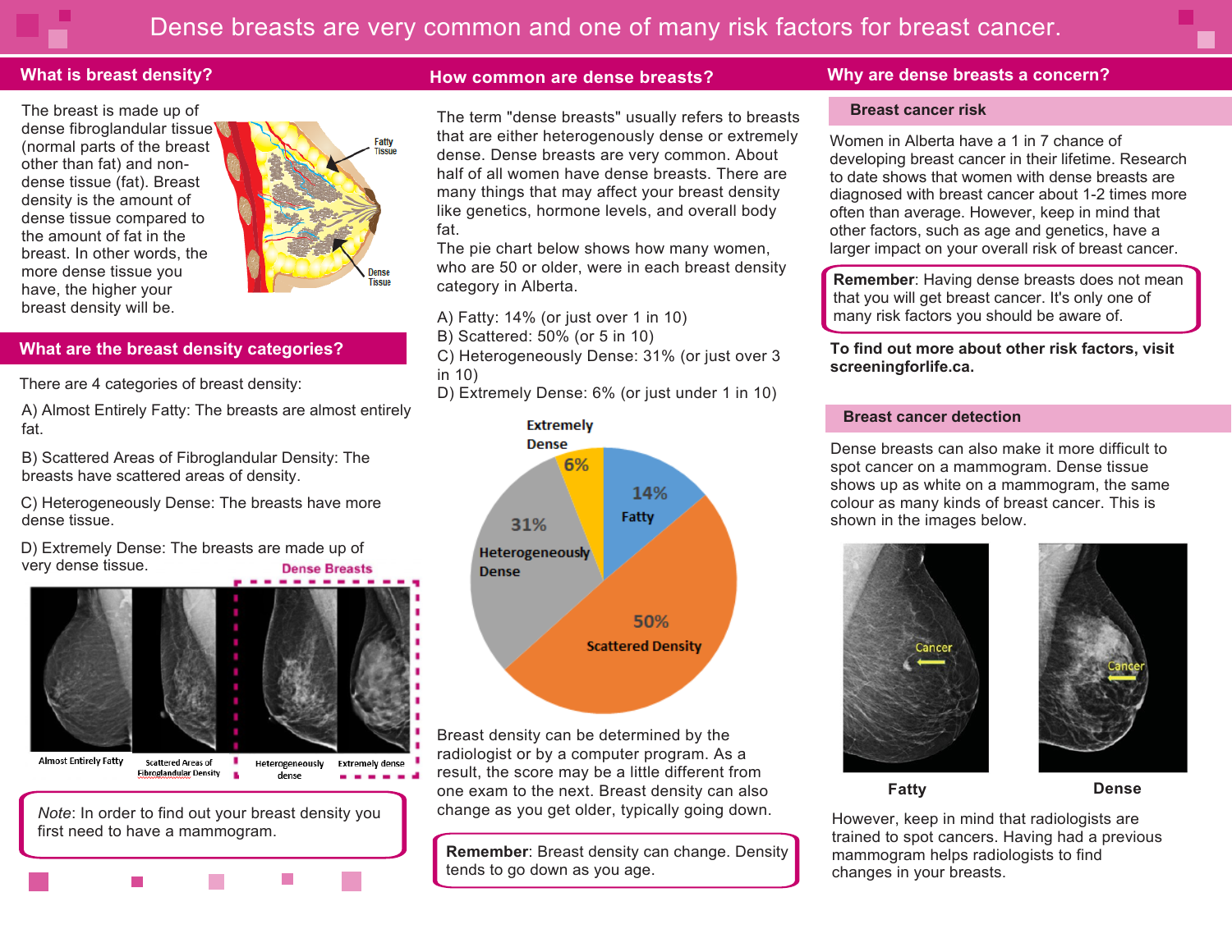# Dense breasts are very common and one of many risk factors for breast cancer.

## What is breast density?

The breast is made up of dense fibroglandular tissue (normal parts of the breast other than fat) and non-dense tissue (fat). Breast density is the amount of dense tissue compared to the amount of fat in the breast. In other words, the more dense tissue you have, the higher your breast density will be.

Fatty Tissue

Dense Tissue

## What are the breast density categories?

There are 4 categories of breast density:

A) Almost Entirely Fatty: The breasts are almost entirely fat.

B) Scattered Areas of Fibroglandular Density: The breasts have scattered areas of density.

C) Heterogeneously Dense: The breasts have more dense tissue.

D) Extremely Dense: The breasts are made up of very dense tissue.

Dense Breasts

Almost Entirely Fatty

Scattered Areas of Fibroglandular Density

Heterogeneously dense

Extremely dense

*Note*: In order to find out your breast density you first need to have a mammogram.

## How common are dense breasts?

The term "dense breasts" usually refers to breasts that are either heterogenously dense or extremely dense. Dense breasts are very common. About half of all women have dense breasts. There are many things that may affect your breast density like genetics, hormone levels, and overall body fat.

The pie chart below shows how many women, who are 50 or older, were in each breast density category in Alberta.

A) Fatty: 14% (or just over 1 in 10)
B) Scattered: 50% (or 5 in 10)
C) Heterogeneously Dense: 31% (or just over 3 in 10)
D) Extremely Dense: 6% (or just under 1 in 10)

Extremely Dense 6%
14% Fatty
31% Heterogeneously Dense
50% Scattered Density

Breast density can be determined by the radiologist or by a computer program. As a result, the score may be a little different from one exam to the next. Breast density can also change as you get older, typically going down.

**Remember**: Breast density can change. Density tends to go down as you age.

## Why are dense breasts a concern?

### Breast cancer risk

Women in Alberta have a 1 in 7 chance of developing breast cancer in their lifetime. Research to date shows that women with dense breasts are diagnosed with breast cancer about 1-2 times more often than average. However, keep in mind that other factors, such as age and genetics, have a larger impact on your overall risk of breast cancer.

**Remember**: Having dense breasts does not mean that you will get breast cancer. It's only one of many risk factors you should be aware of.

**To find out more about other risk factors, visit screeningforlife.ca.**

### Breast cancer detection

Dense breasts can also make it more difficult to spot cancer on a mammogram. Dense tissue shows up as white on a mammogram, the same colour as many kinds of breast cancer. This is shown in the images below.

Cancer

Cancer

**Fatty**

**Dense**

However, keep in mind that radiologists are trained to spot cancers. Having had a previous mammogram helps radiologists to find changes in your breasts.